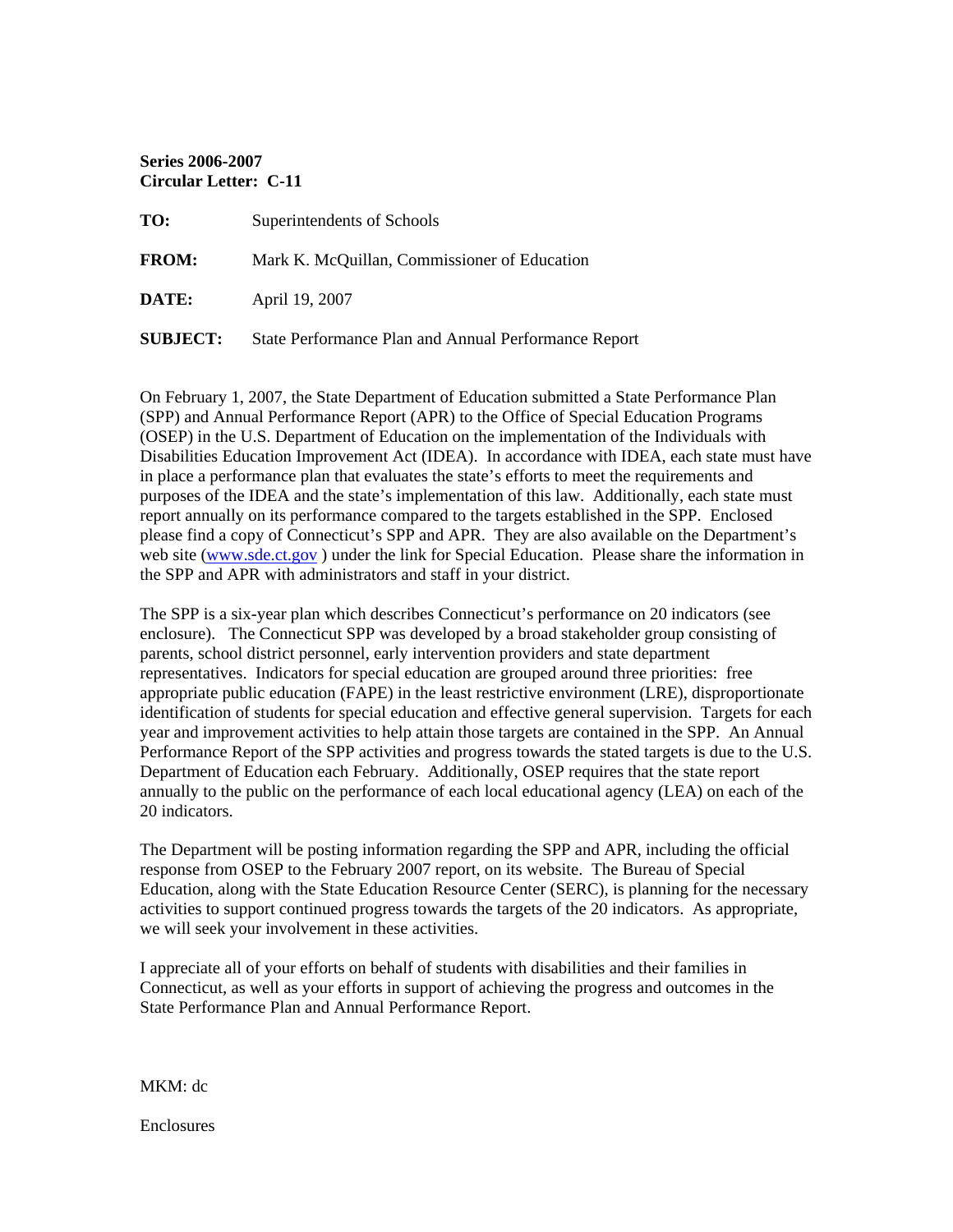**Series 2006-2007**
**Circular Letter: C-11**

**TO:** Superintendents of Schools

**FROM:** Mark K. McQuillan, Commissioner of Education

**DATE:** April 19, 2007

**SUBJECT:** State Performance Plan and Annual Performance Report

On February 1, 2007, the State Department of Education submitted a State Performance Plan (SPP) and Annual Performance Report (APR) to the Office of Special Education Programs (OSEP) in the U.S. Department of Education on the implementation of the Individuals with Disabilities Education Improvement Act (IDEA). In accordance with IDEA, each state must have in place a performance plan that evaluates the state's efforts to meet the requirements and purposes of the IDEA and the state's implementation of this law. Additionally, each state must report annually on its performance compared to the targets established in the SPP. Enclosed please find a copy of Connecticut's SPP and APR. They are also available on the Department's web site (www.sde.ct.gov ) under the link for Special Education. Please share the information in the SPP and APR with administrators and staff in your district.

The SPP is a six-year plan which describes Connecticut's performance on 20 indicators (see enclosure). The Connecticut SPP was developed by a broad stakeholder group consisting of parents, school district personnel, early intervention providers and state department representatives. Indicators for special education are grouped around three priorities: free appropriate public education (FAPE) in the least restrictive environment (LRE), disproportionate identification of students for special education and effective general supervision. Targets for each year and improvement activities to help attain those targets are contained in the SPP. An Annual Performance Report of the SPP activities and progress towards the stated targets is due to the U.S. Department of Education each February. Additionally, OSEP requires that the state report annually to the public on the performance of each local educational agency (LEA) on each of the 20 indicators.

The Department will be posting information regarding the SPP and APR, including the official response from OSEP to the February 2007 report, on its website. The Bureau of Special Education, along with the State Education Resource Center (SERC), is planning for the necessary activities to support continued progress towards the targets of the 20 indicators. As appropriate, we will seek your involvement in these activities.

I appreciate all of your efforts on behalf of students with disabilities and their families in Connecticut, as well as your efforts in support of achieving the progress and outcomes in the State Performance Plan and Annual Performance Report.

MKM: dc

Enclosures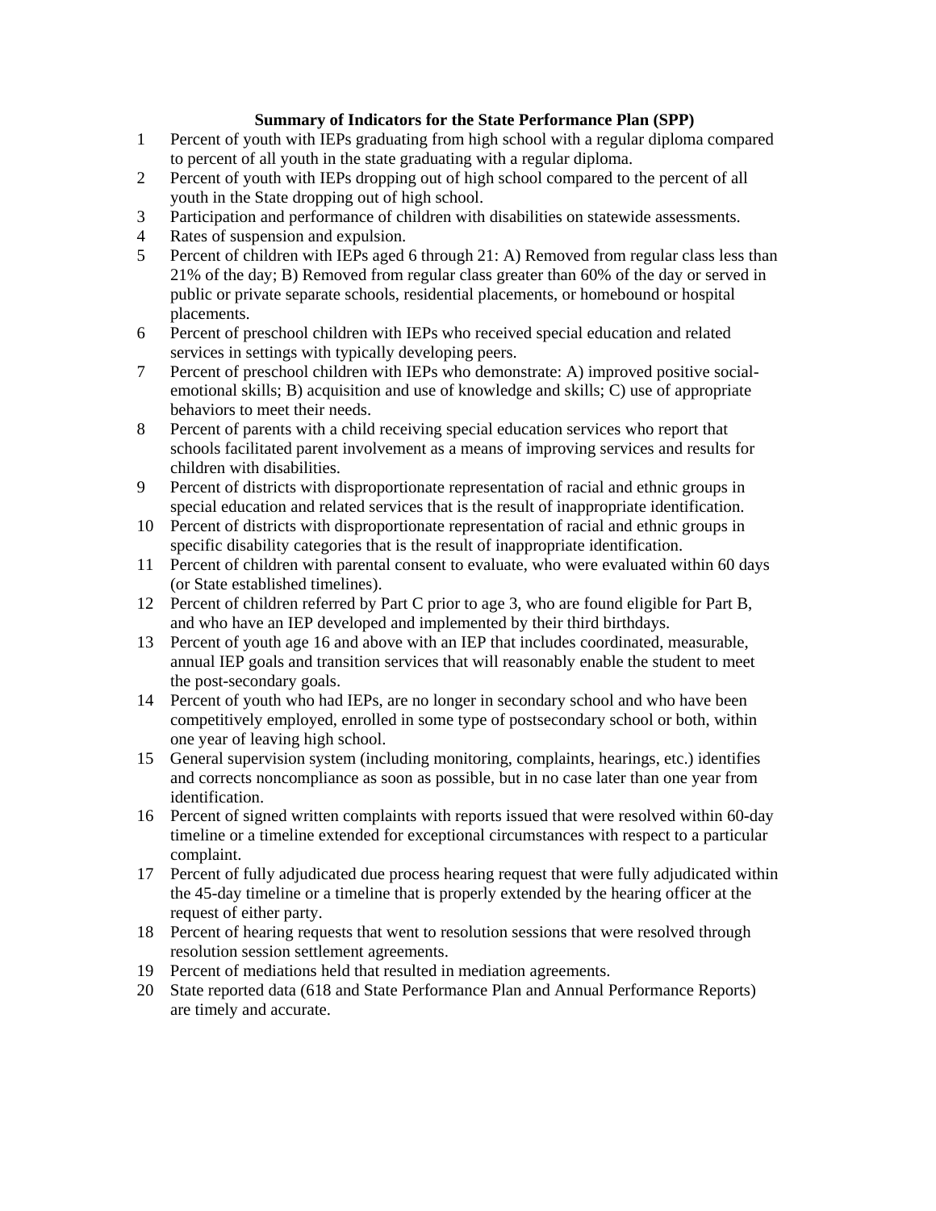**Summary of Indicators for the State Performance Plan (SPP)**

1. Percent of youth with IEPs graduating from high school with a regular diploma compared to percent of all youth in the state graduating with a regular diploma.
2. Percent of youth with IEPs dropping out of high school compared to the percent of all youth in the State dropping out of high school.
3. Participation and performance of children with disabilities on statewide assessments.
4. Rates of suspension and expulsion.
5. Percent of children with IEPs aged 6 through 21: A) Removed from regular class less than 21% of the day; B) Removed from regular class greater than 60% of the day or served in public or private separate schools, residential placements, or homebound or hospital placements.
6. Percent of preschool children with IEPs who received special education and related services in settings with typically developing peers.
7. Percent of preschool children with IEPs who demonstrate: A) improved positive social-emotional skills; B) acquisition and use of knowledge and skills; C) use of appropriate behaviors to meet their needs.
8. Percent of parents with a child receiving special education services who report that schools facilitated parent involvement as a means of improving services and results for children with disabilities.
9. Percent of districts with disproportionate representation of racial and ethnic groups in special education and related services that is the result of inappropriate identification.
10. Percent of districts with disproportionate representation of racial and ethnic groups in specific disability categories that is the result of inappropriate identification.
11. Percent of children with parental consent to evaluate, who were evaluated within 60 days (or State established timelines).
12. Percent of children referred by Part C prior to age 3, who are found eligible for Part B, and who have an IEP developed and implemented by their third birthdays.
13. Percent of youth age 16 and above with an IEP that includes coordinated, measurable, annual IEP goals and transition services that will reasonably enable the student to meet the post-secondary goals.
14. Percent of youth who had IEPs, are no longer in secondary school and who have been competitively employed, enrolled in some type of postsecondary school or both, within one year of leaving high school.
15. General supervision system (including monitoring, complaints, hearings, etc.) identifies and corrects noncompliance as soon as possible, but in no case later than one year from identification.
16. Percent of signed written complaints with reports issued that were resolved within 60-day timeline or a timeline extended for exceptional circumstances with respect to a particular complaint.
17. Percent of fully adjudicated due process hearing request that were fully adjudicated within the 45-day timeline or a timeline that is properly extended by the hearing officer at the request of either party.
18. Percent of hearing requests that went to resolution sessions that were resolved through resolution session settlement agreements.
19. Percent of mediations held that resulted in mediation agreements.
20. State reported data (618 and State Performance Plan and Annual Performance Reports) are timely and accurate.